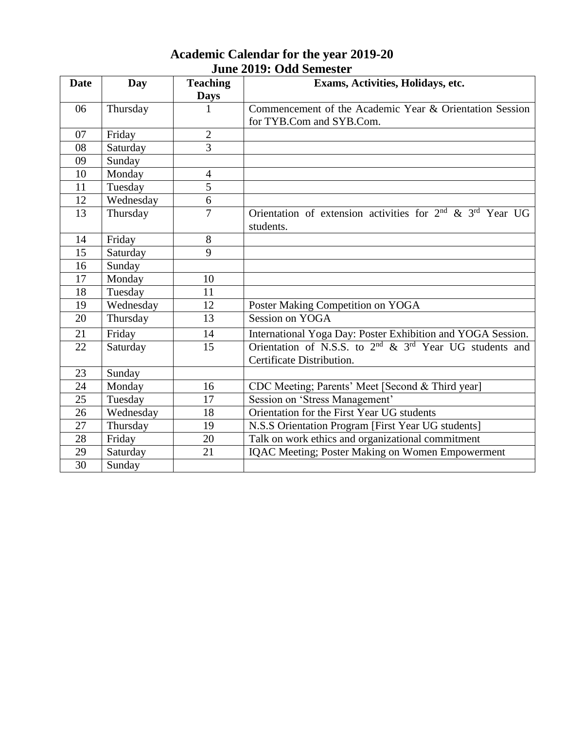# Academic Calendar for the year 2019-20

## June 2019: Odd Semester

| Date | Day | Teaching Days | Exams, Activities, Holidays, etc. |
|---|---|---|---|
| 06 | Thursday | 1 | Commencement of the Academic Year & Orientation Session for TYB.Com and SYB.Com. |
| 07 | Friday | 2 | |
| 08 | Saturday | 3 | |
| 09 | Sunday | | |
| 10 | Monday | 4 | |
| 11 | Tuesday | 5 | |
| 12 | Wednesday | 6 | |
| 13 | Thursday | 7 | Orientation of extension activities for 2nd & 3rd Year UG students. |
| 14 | Friday | 8 | |
| 15 | Saturday | 9 | |
| 16 | Sunday | | |
| 17 | Monday | 10 | |
| 18 | Tuesday | 11 | |
| 19 | Wednesday | 12 | Poster Making Competition on YOGA |
| 20 | Thursday | 13 | Session on YOGA |
| 21 | Friday | 14 | International Yoga Day: Poster Exhibition and YOGA Session. |
| 22 | Saturday | 15 | Orientation of N.S.S. to 2nd & 3rd Year UG students and Certificate Distribution. |
| 23 | Sunday | | |
| 24 | Monday | 16 | CDC Meeting; Parents' Meet [Second & Third year] |
| 25 | Tuesday | 17 | Session on 'Stress Management' |
| 26 | Wednesday | 18 | Orientation for the First Year UG students |
| 27 | Thursday | 19 | N.S.S Orientation Program [First Year UG students] |
| 28 | Friday | 20 | Talk on work ethics and organizational commitment |
| 29 | Saturday | 21 | IQAC Meeting; Poster Making on Women Empowerment |
| 30 | Sunday | | |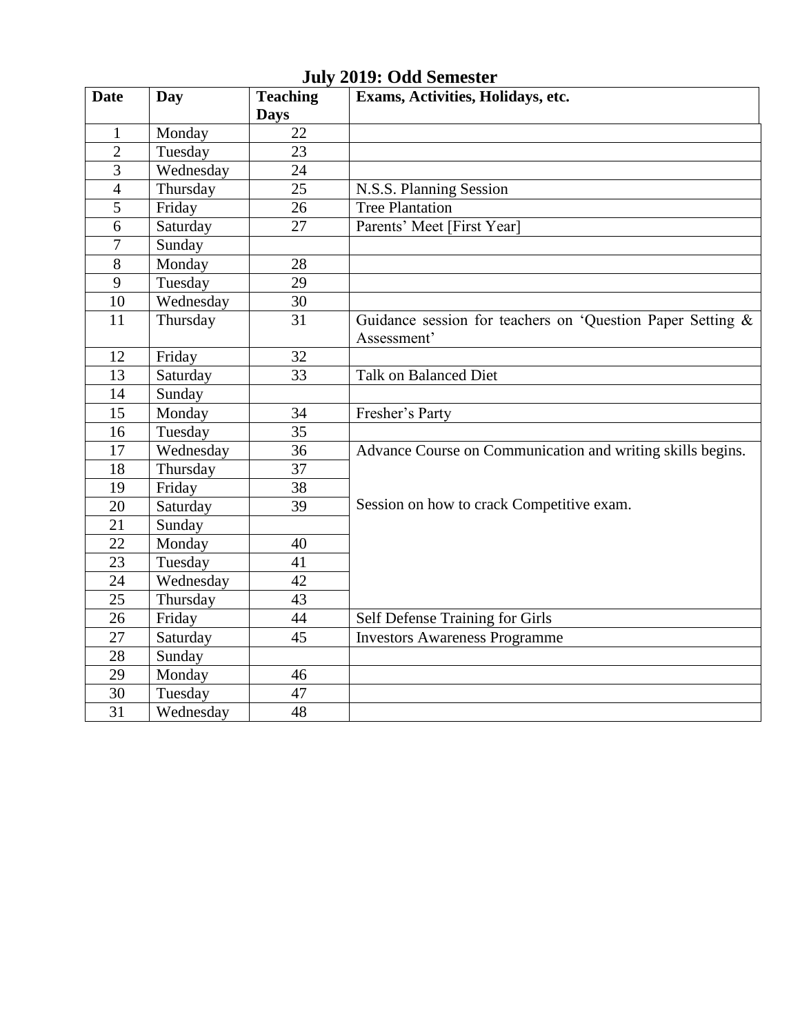**July 2019: Odd Semester**

| Date | Day | Teaching Days | Exams, Activities, Holidays, etc. |
|---|---|---|---|
| 1 | Monday | 22 | |
| 2 | Tuesday | 23 | |
| 3 | Wednesday | 24 | |
| 4 | Thursday | 25 | N.S.S. Planning Session |
| 5 | Friday | 26 | Tree Plantation |
| 6 | Saturday | 27 | Parents' Meet [First Year] |
| 7 | Sunday | | |
| 8 | Monday | 28 | |
| 9 | Tuesday | 29 | |
| 10 | Wednesday | 30 | |
| 11 | Thursday | 31 | Guidance session for teachers on 'Question Paper Setting & Assessment' |
| 12 | Friday | 32 | |
| 13 | Saturday | 33 | Talk on Balanced Diet |
| 14 | Sunday | | |
| 15 | Monday | 34 | Fresher's Party |
| 16 | Tuesday | 35 | |
| 17 | Wednesday | 36 | Advance Course on Communication and writing skills begins. |
| 18 | Thursday | 37 | |
| 19 | Friday | 38 | |
| 20 | Saturday | 39 | Session on how to crack Competitive exam. |
| 21 | Sunday | | |
| 22 | Monday | 40 | |
| 23 | Tuesday | 41 | |
| 24 | Wednesday | 42 | |
| 25 | Thursday | 43 | |
| 26 | Friday | 44 | Self Defense Training for Girls |
| 27 | Saturday | 45 | Investors Awareness Programme |
| 28 | Sunday | | |
| 29 | Monday | 46 | |
| 30 | Tuesday | 47 | |
| 31 | Wednesday | 48 | |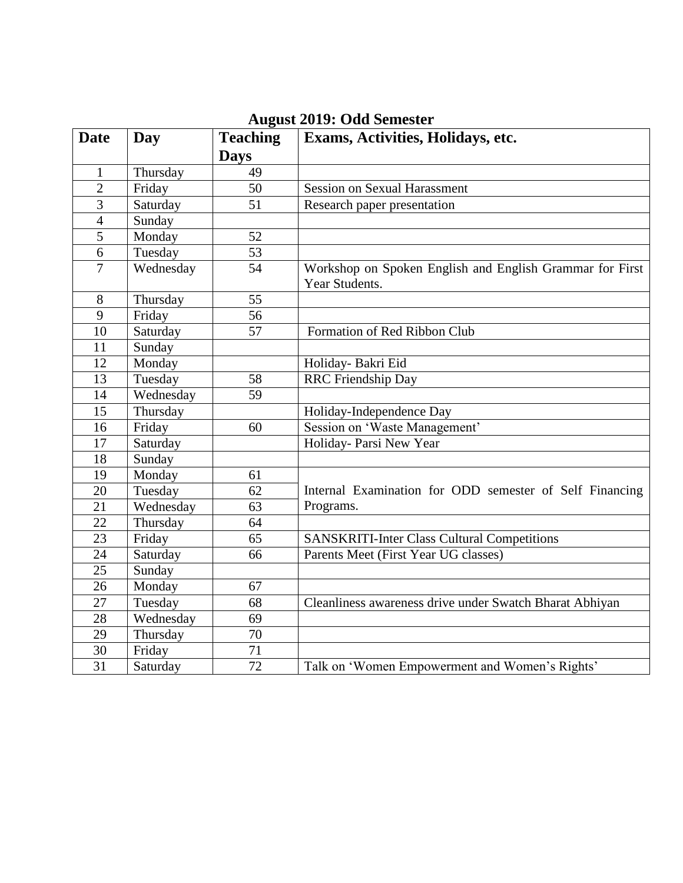## August 2019: Odd Semester

| Date | Day | Teaching Days | Exams, Activities, Holidays, etc. |
|---|---|---|---|
| 1 | Thursday | 49 | |
| 2 | Friday | 50 | Session on Sexual Harassment |
| 3 | Saturday | 51 | Research paper presentation |
| 4 | Sunday | | |
| 5 | Monday | 52 | |
| 6 | Tuesday | 53 | |
| 7 | Wednesday | 54 | Workshop on Spoken English and English Grammar for First Year Students. |
| 8 | Thursday | 55 | |
| 9 | Friday | 56 | |
| 10 | Saturday | 57 | Formation of Red Ribbon Club |
| 11 | Sunday | | |
| 12 | Monday | | Holiday- Bakri Eid |
| 13 | Tuesday | 58 | RRC Friendship Day |
| 14 | Wednesday | 59 | |
| 15 | Thursday | | Holiday-Independence Day |
| 16 | Friday | 60 | Session on 'Waste Management' |
| 17 | Saturday | | Holiday- Parsi New Year |
| 18 | Sunday | | |
| 19 | Monday | 61 | Internal Examination for ODD semester of Self Financing Programs. |
| 20 | Tuesday | 62 | |
| 21 | Wednesday | 63 | |
| 22 | Thursday | 64 | |
| 23 | Friday | 65 | SANSKRITI-Inter Class Cultural Competitions |
| 24 | Saturday | 66 | Parents Meet (First Year UG classes) |
| 25 | Sunday | | |
| 26 | Monday | 67 | |
| 27 | Tuesday | 68 | Cleanliness awareness drive under Swatch Bharat Abhiyan |
| 28 | Wednesday | 69 | |
| 29 | Thursday | 70 | |
| 30 | Friday | 71 | |
| 31 | Saturday | 72 | Talk on 'Women Empowerment and Women's Rights' |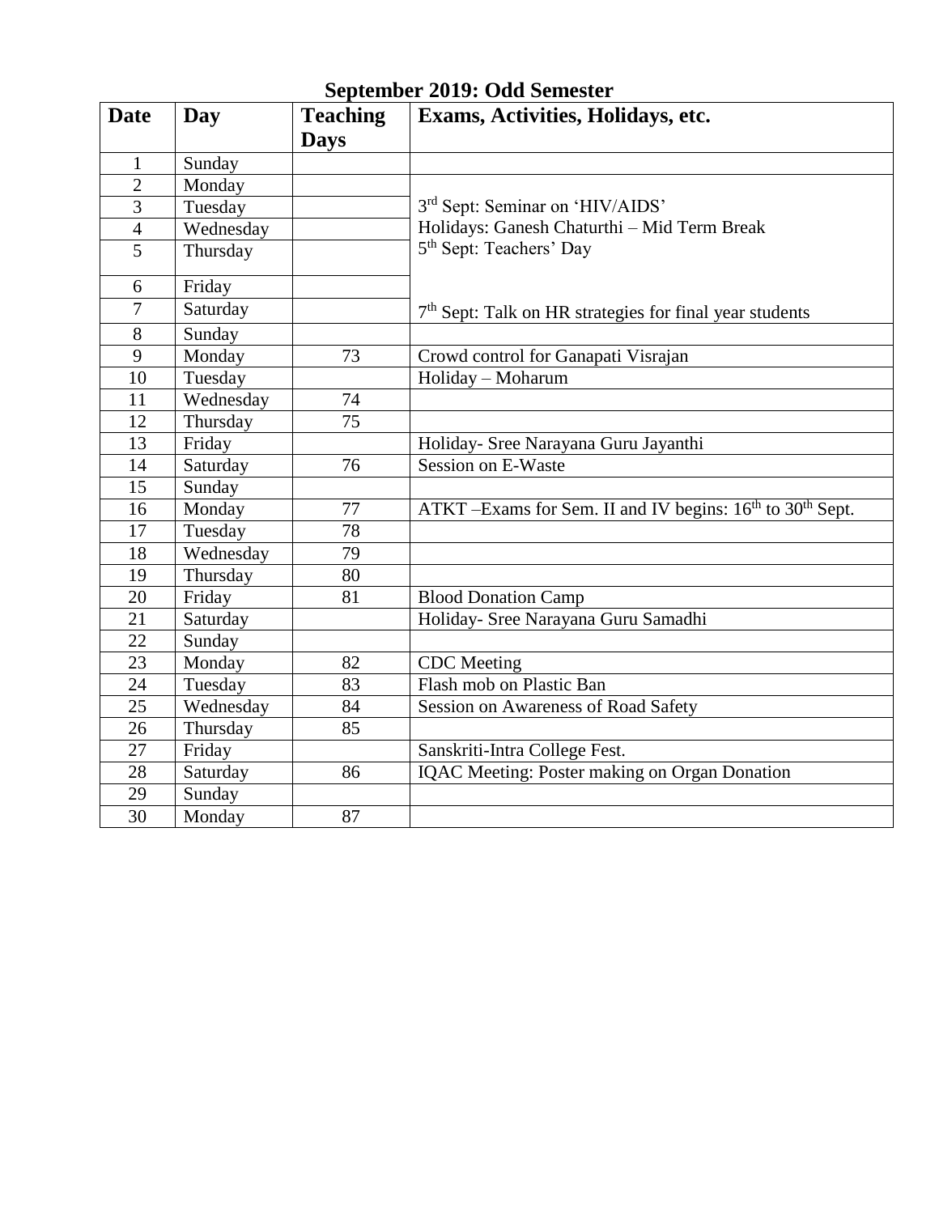## September 2019: Odd Semester

| Date | Day | Teaching Days | Exams, Activities, Holidays, etc. |
|---|---|---|---|
| 1 | Sunday | | |
| 2 | Monday | | 3rd Sept: Seminar on 'HIV/AIDS' |
| 3 | Tuesday | | Holidays: Ganesh Chaturthi – Mid Term Break |
| 4 | Wednesday | | 5th Sept: Teachers' Day |
| 5 | Thursday | | |
| 6 | Friday | | |
| 7 | Saturday | | 7th Sept: Talk on HR strategies for final year students |
| 8 | Sunday | | |
| 9 | Monday | 73 | Crowd control for Ganapati Visrajan |
| 10 | Tuesday | | Holiday – Moharum |
| 11 | Wednesday | 74 | |
| 12 | Thursday | 75 | |
| 13 | Friday | | Holiday- Sree Narayana Guru Jayanthi |
| 14 | Saturday | 76 | Session on E-Waste |
| 15 | Sunday | | |
| 16 | Monday | 77 | ATKT –Exams for Sem. II and IV begins: 16th to 30th Sept. |
| 17 | Tuesday | 78 | |
| 18 | Wednesday | 79 | |
| 19 | Thursday | 80 | |
| 20 | Friday | 81 | Blood Donation Camp |
| 21 | Saturday | | Holiday- Sree Narayana Guru Samadhi |
| 22 | Sunday | | |
| 23 | Monday | 82 | CDC Meeting |
| 24 | Tuesday | 83 | Flash mob on Plastic Ban |
| 25 | Wednesday | 84 | Session on Awareness of Road Safety |
| 26 | Thursday | 85 | |
| 27 | Friday | | Sanskriti-Intra College Fest. |
| 28 | Saturday | 86 | IQAC Meeting: Poster making on Organ Donation |
| 29 | Sunday | | |
| 30 | Monday | 87 | |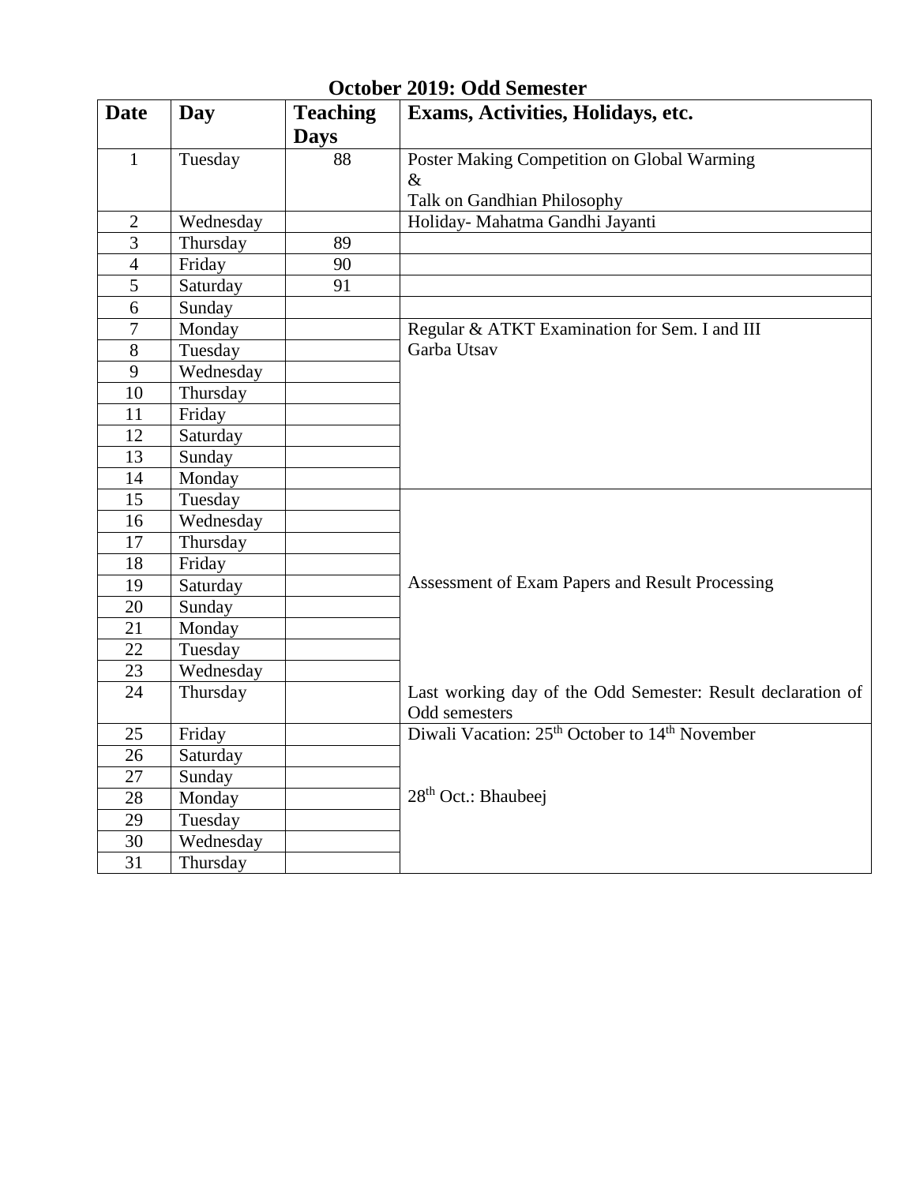## October 2019: Odd Semester

| Date | Day | Teaching Days | Exams, Activities, Holidays, etc. |
|---|---|---|---|
| 1 | Tuesday | 88 | Poster Making Competition on Global Warming & Talk on Gandhian Philosophy |
| 2 | Wednesday | | Holiday- Mahatma Gandhi Jayanti |
| 3 | Thursday | 89 | |
| 4 | Friday | 90 | |
| 5 | Saturday | 91 | |
| 6 | Sunday | | |
| 7 | Monday | | Regular & ATKT Examination for Sem. I and III |
| 8 | Tuesday | | Garba Utsav |
| 9 | Wednesday | | |
| 10 | Thursday | | |
| 11 | Friday | | |
| 12 | Saturday | | |
| 13 | Sunday | | |
| 14 | Monday | | |
| 15 | Tuesday | | |
| 16 | Wednesday | | |
| 17 | Thursday | | |
| 18 | Friday | | |
| 19 | Saturday | | Assessment of Exam Papers and Result Processing |
| 20 | Sunday | | |
| 21 | Monday | | |
| 22 | Tuesday | | |
| 23 | Wednesday | | |
| 24 | Thursday | | Last working day of the Odd Semester: Result declaration of Odd semesters |
| 25 | Friday | | Diwali Vacation: 25th October to 14th November |
| 26 | Saturday | | |
| 27 | Sunday | | |
| 28 | Monday | | 28th Oct.: Bhaubeej |
| 29 | Tuesday | | |
| 30 | Wednesday | | |
| 31 | Thursday | | |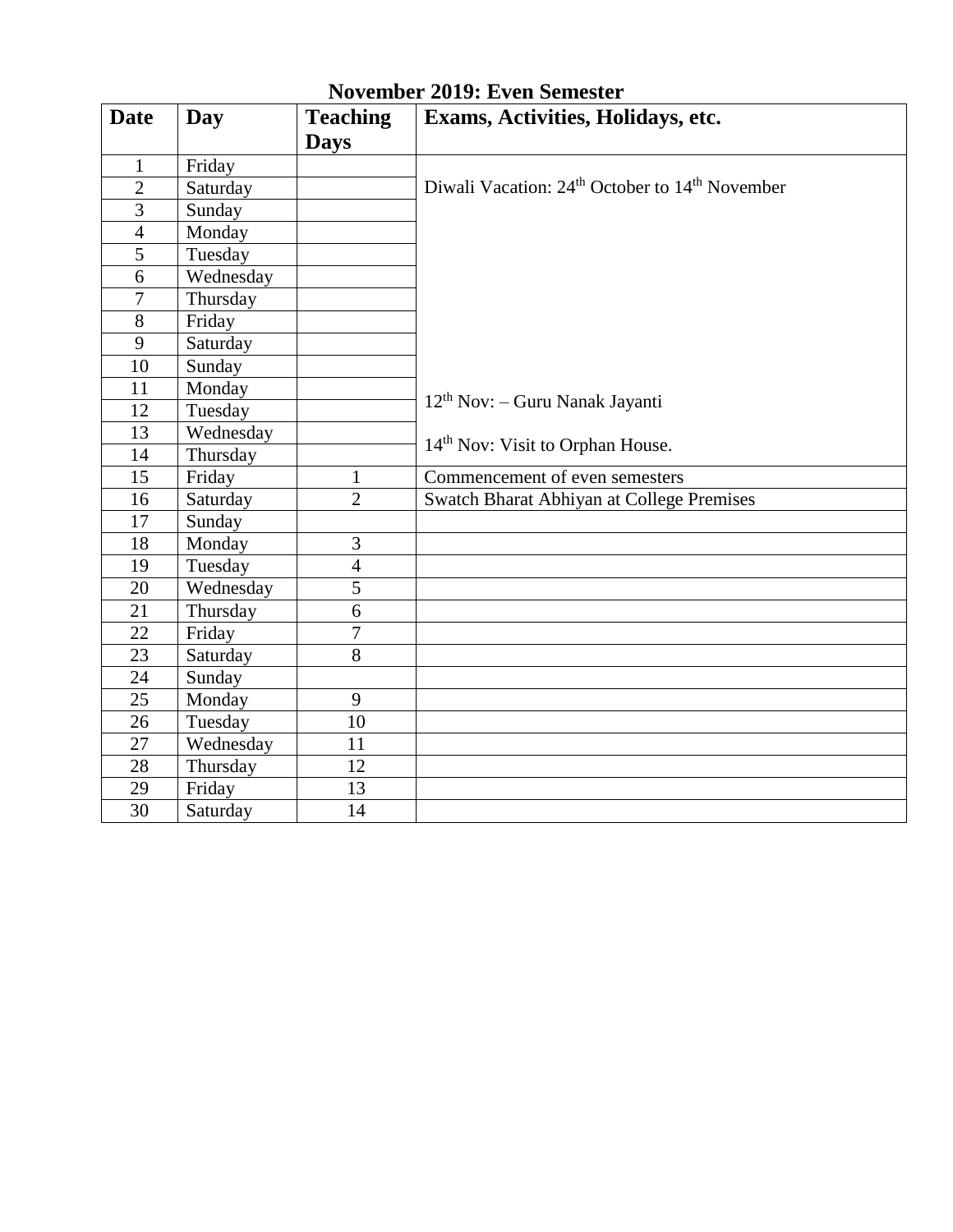## November 2019: Even Semester

| Date | Day | Teaching Days | Exams, Activities, Holidays, etc. |
|---|---|---|---|
| 1 | Friday | | |
| 2 | Saturday | | Diwali Vacation: 24th October to 14th November |
| 3 | Sunday | | |
| 4 | Monday | | |
| 5 | Tuesday | | |
| 6 | Wednesday | | |
| 7 | Thursday | | |
| 8 | Friday | | |
| 9 | Saturday | | |
| 10 | Sunday | | |
| 11 | Monday | | |
| 12 | Tuesday | | 12th Nov: – Guru Nanak Jayanti |
| 13 | Wednesday | | |
| 14 | Thursday | | 14th Nov: Visit to Orphan House. |
| 15 | Friday | 1 | Commencement of even semesters |
| 16 | Saturday | 2 | Swatch Bharat Abhiyan at College Premises |
| 17 | Sunday | | |
| 18 | Monday | 3 | |
| 19 | Tuesday | 4 | |
| 20 | Wednesday | 5 | |
| 21 | Thursday | 6 | |
| 22 | Friday | 7 | |
| 23 | Saturday | 8 | |
| 24 | Sunday | | |
| 25 | Monday | 9 | |
| 26 | Tuesday | 10 | |
| 27 | Wednesday | 11 | |
| 28 | Thursday | 12 | |
| 29 | Friday | 13 | |
| 30 | Saturday | 14 | |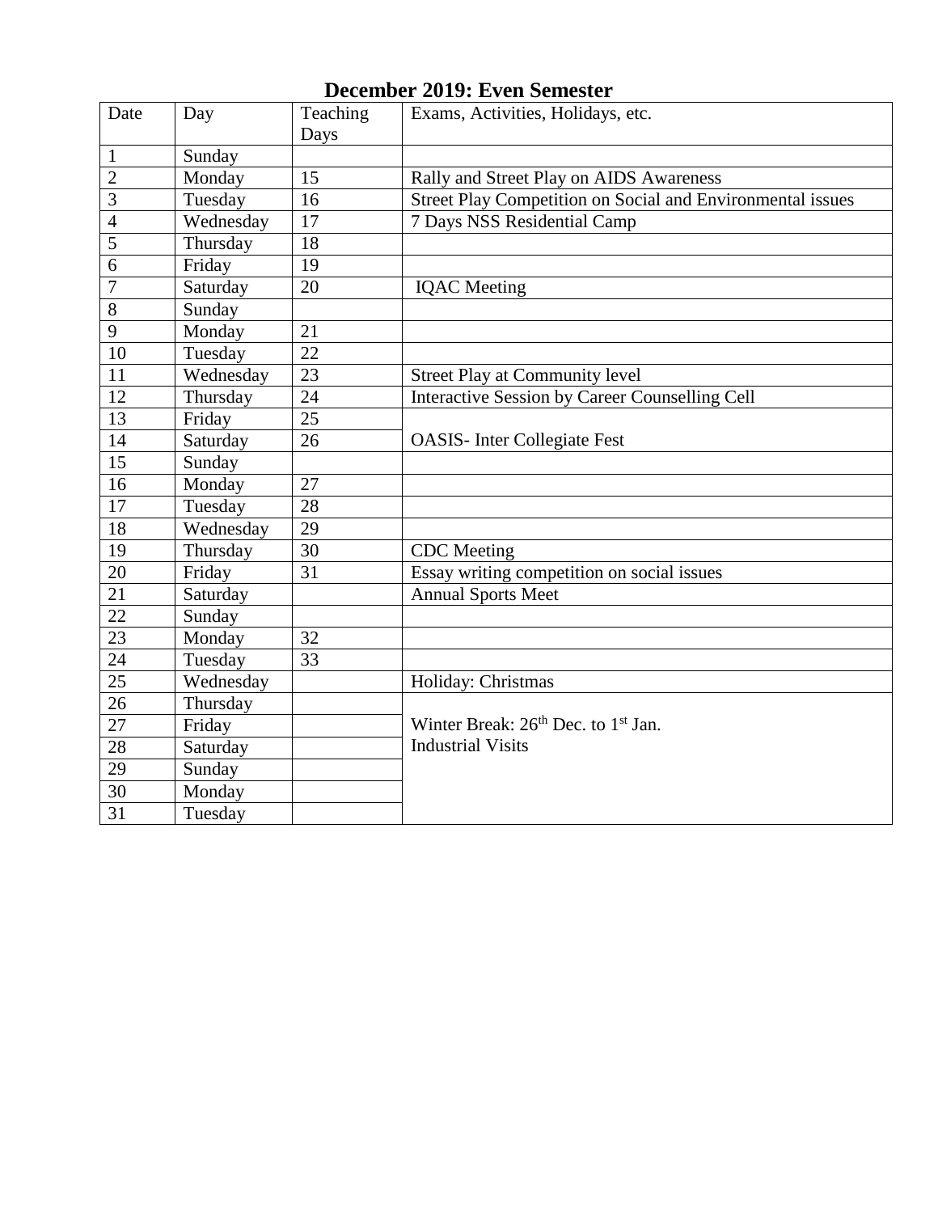## December 2019: Even Semester

| Date | Day | Teaching Days | Exams, Activities, Holidays, etc. |
|---|---|---|---|
| 1 | Sunday | | |
| 2 | Monday | 15 | Rally and Street Play on AIDS Awareness |
| 3 | Tuesday | 16 | Street Play Competition on Social and Environmental issues |
| 4 | Wednesday | 17 | 7 Days NSS Residential Camp |
| 5 | Thursday | 18 | |
| 6 | Friday | 19 | |
| 7 | Saturday | 20 | IQAC Meeting |
| 8 | Sunday | | |
| 9 | Monday | 21 | |
| 10 | Tuesday | 22 | |
| 11 | Wednesday | 23 | Street Play at Community level |
| 12 | Thursday | 24 | Interactive Session by Career Counselling Cell |
| 13 | Friday | 25 | OASIS- Inter Collegiate Fest |
| 14 | Saturday | 26 | |
| 15 | Sunday | | |
| 16 | Monday | 27 | |
| 17 | Tuesday | 28 | |
| 18 | Wednesday | 29 | |
| 19 | Thursday | 30 | CDC Meeting |
| 20 | Friday | 31 | Essay writing competition on social issues |
| 21 | Saturday | | Annual Sports Meet |
| 22 | Sunday | | |
| 23 | Monday | 32 | |
| 24 | Tuesday | 33 | |
| 25 | Wednesday | | Holiday: Christmas |
| 26 | Thursday | | Winter Break: 26th Dec. to 1st Jan. Industrial Visits |
| 27 | Friday | | |
| 28 | Saturday | | |
| 29 | Sunday | | |
| 30 | Monday | | |
| 31 | Tuesday | | |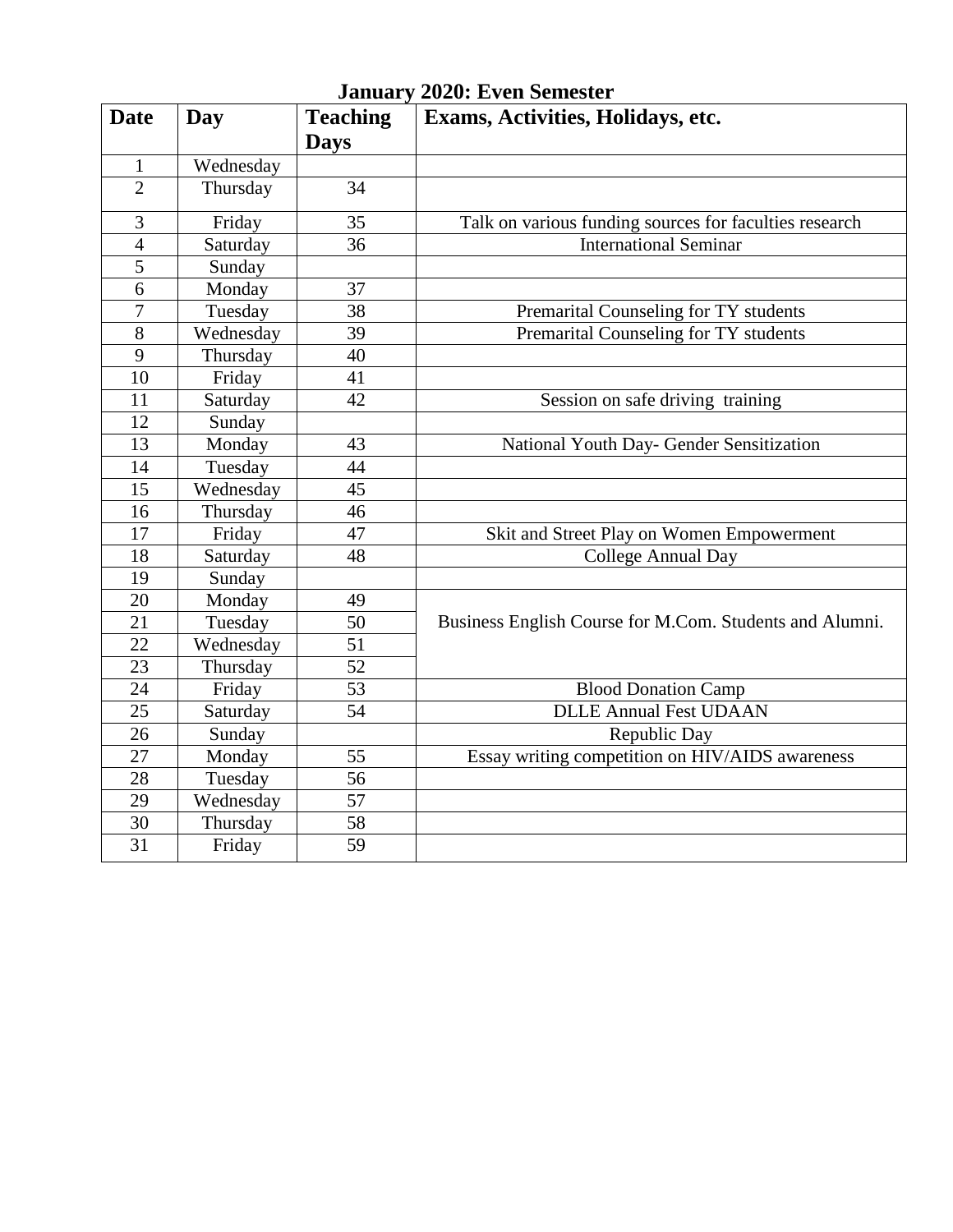**January 2020: Even Semester**

| Date | Day | Teaching Days | Exams, Activities, Holidays, etc. |
|---|---|---|---|
| 1 | Wednesday | | |
| 2 | Thursday | 34 | |
| 3 | Friday | 35 | Talk on various funding sources for faculties research |
| 4 | Saturday | 36 | International Seminar |
| 5 | Sunday | | |
| 6 | Monday | 37 | |
| 7 | Tuesday | 38 | Premarital Counseling for TY students |
| 8 | Wednesday | 39 | Premarital Counseling for TY students |
| 9 | Thursday | 40 | |
| 10 | Friday | 41 | |
| 11 | Saturday | 42 | Session on safe driving training |
| 12 | Sunday | | |
| 13 | Monday | 43 | National Youth Day- Gender Sensitization |
| 14 | Tuesday | 44 | |
| 15 | Wednesday | 45 | |
| 16 | Thursday | 46 | |
| 17 | Friday | 47 | Skit and Street Play on Women Empowerment |
| 18 | Saturday | 48 | College Annual Day |
| 19 | Sunday | | |
| 20 | Monday | 49 | Business English Course for M.Com. Students and Alumni. |
| 21 | Tuesday | 50 | |
| 22 | Wednesday | 51 | |
| 23 | Thursday | 52 | |
| 24 | Friday | 53 | Blood Donation Camp |
| 25 | Saturday | 54 | DLLE Annual Fest UDAAN |
| 26 | Sunday | | Republic Day |
| 27 | Monday | 55 | Essay writing competition on HIV/AIDS awareness |
| 28 | Tuesday | 56 | |
| 29 | Wednesday | 57 | |
| 30 | Thursday | 58 | |
| 31 | Friday | 59 | |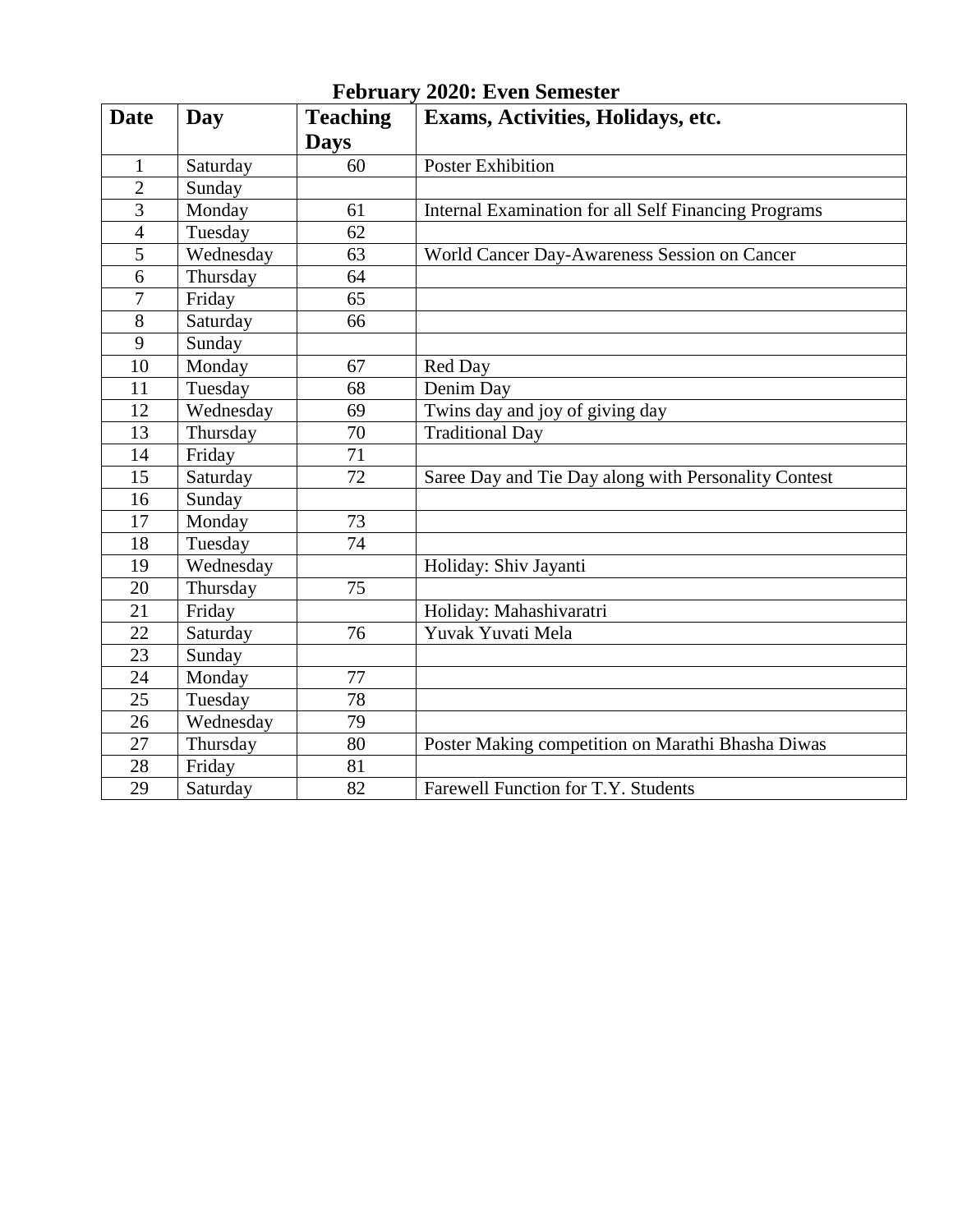## February 2020: Even Semester

| Date | Day | Teaching Days | Exams, Activities, Holidays, etc. |
|---|---|---|---|
| 1 | Saturday | 60 | Poster Exhibition |
| 2 | Sunday | | |
| 3 | Monday | 61 | Internal Examination for all Self Financing Programs |
| 4 | Tuesday | 62 | |
| 5 | Wednesday | 63 | World Cancer Day-Awareness Session on Cancer |
| 6 | Thursday | 64 | |
| 7 | Friday | 65 | |
| 8 | Saturday | 66 | |
| 9 | Sunday | | |
| 10 | Monday | 67 | Red Day |
| 11 | Tuesday | 68 | Denim Day |
| 12 | Wednesday | 69 | Twins day and joy of giving day |
| 13 | Thursday | 70 | Traditional Day |
| 14 | Friday | 71 | |
| 15 | Saturday | 72 | Saree Day and Tie Day along with Personality Contest |
| 16 | Sunday | | |
| 17 | Monday | 73 | |
| 18 | Tuesday | 74 | |
| 19 | Wednesday | | Holiday: Shiv Jayanti |
| 20 | Thursday | 75 | |
| 21 | Friday | | Holiday: Mahashivaratri |
| 22 | Saturday | 76 | Yuvak Yuvati Mela |
| 23 | Sunday | | |
| 24 | Monday | 77 | |
| 25 | Tuesday | 78 | |
| 26 | Wednesday | 79 | |
| 27 | Thursday | 80 | Poster Making competition on Marathi Bhasha Diwas |
| 28 | Friday | 81 | |
| 29 | Saturday | 82 | Farewell Function for T.Y. Students |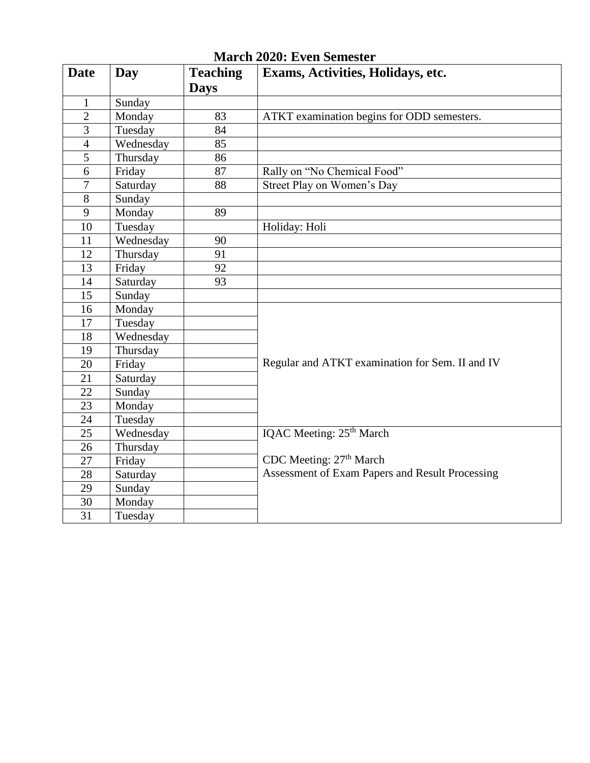**March 2020: Even Semester**

| Date | Day | Teaching Days | Exams, Activities, Holidays, etc. |
|---|---|---|---|
| 1 | Sunday | | |
| 2 | Monday | 83 | ATKT examination begins for ODD semesters. |
| 3 | Tuesday | 84 | |
| 4 | Wednesday | 85 | |
| 5 | Thursday | 86 | |
| 6 | Friday | 87 | Rally on "No Chemical Food" |
| 7 | Saturday | 88 | Street Play on Women's Day |
| 8 | Sunday | | |
| 9 | Monday | 89 | |
| 10 | Tuesday | | Holiday: Holi |
| 11 | Wednesday | 90 | |
| 12 | Thursday | 91 | |
| 13 | Friday | 92 | |
| 14 | Saturday | 93 | |
| 15 | Sunday | | |
| 16 | Monday | | Regular and ATKT examination for Sem. II and IV |
| 17 | Tuesday | | |
| 18 | Wednesday | | |
| 19 | Thursday | | |
| 20 | Friday | | |
| 21 | Saturday | | |
| 22 | Sunday | | |
| 23 | Monday | | |
| 24 | Tuesday | | |
| 25 | Wednesday | | IQAC Meeting: 25th March<br>CDC Meeting: 27th March<br>Assessment of Exam Papers and Result Processing |
| 26 | Thursday | | |
| 27 | Friday | | |
| 28 | Saturday | | |
| 29 | Sunday | | |
| 30 | Monday | | |
| 31 | Tuesday | | |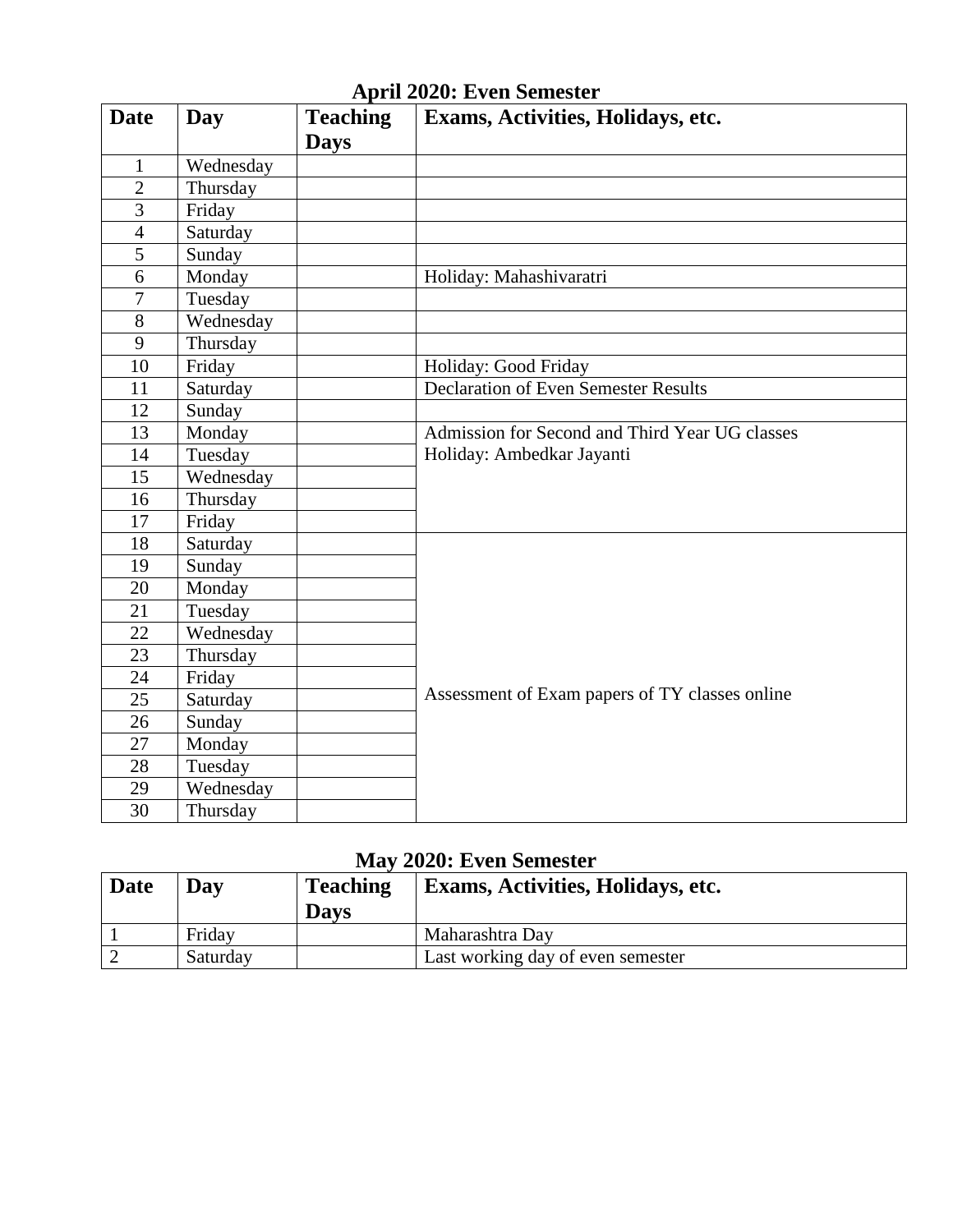## April 2020: Even Semester

| Date | Day | Teaching Days | Exams, Activities, Holidays, etc. |
|---|---|---|---|
| 1 | Wednesday | | |
| 2 | Thursday | | |
| 3 | Friday | | |
| 4 | Saturday | | |
| 5 | Sunday | | |
| 6 | Monday | | Holiday: Mahashivaratri |
| 7 | Tuesday | | |
| 8 | Wednesday | | |
| 9 | Thursday | | |
| 10 | Friday | | Holiday: Good Friday |
| 11 | Saturday | | Declaration of Even Semester Results |
| 12 | Sunday | | |
| 13 | Monday | | Admission for Second and Third Year UG classes |
| 14 | Tuesday | | Holiday: Ambedkar Jayanti |
| 15 | Wednesday | | |
| 16 | Thursday | | |
| 17 | Friday | | |
| 18 | Saturday | | Assessment of Exam papers of TY classes online |
| 19 | Sunday | | |
| 20 | Monday | | |
| 21 | Tuesday | | |
| 22 | Wednesday | | |
| 23 | Thursday | | |
| 24 | Friday | | |
| 25 | Saturday | | |
| 26 | Sunday | | |
| 27 | Monday | | |
| 28 | Tuesday | | |
| 29 | Wednesday | | |
| 30 | Thursday | | |

## May 2020: Even Semester

| Date | Day | Teaching Days | Exams, Activities, Holidays, etc. |
|---|---|---|---|
| 1 | Friday | | Maharashtra Day |
| 2 | Saturday | | Last working day of even semester |